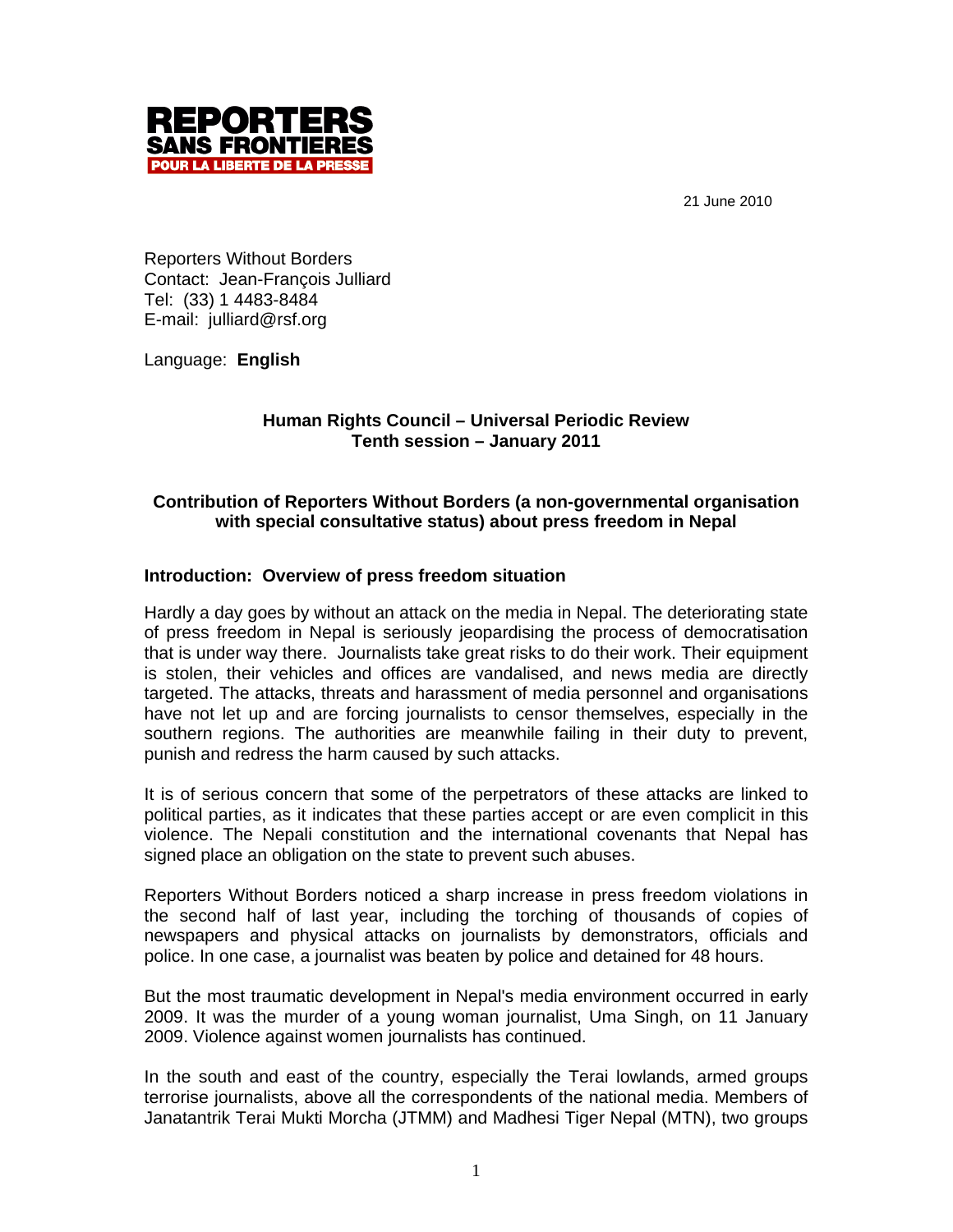REPORTERS SANS FRONTIERES
POUR LA LIBERTE DE LA PRESSE

21 June 2010

Reporters Without Borders
Contact: Jean-François Julliard
Tel: (33) 1 4483-8484
E-mail: julliard@rsf.org

Language: **English**

**Human Rights Council – Universal Periodic Review**
**Tenth session – January 2011**

**Contribution of Reporters Without Borders (a non-governmental organisation with special consultative status) about press freedom in Nepal**

## Introduction: Overview of press freedom situation

Hardly a day goes by without an attack on the media in Nepal. The deteriorating state of press freedom in Nepal is seriously jeopardising the process of democratisation that is under way there. Journalists take great risks to do their work. Their equipment is stolen, their vehicles and offices are vandalised, and news media are directly targeted. The attacks, threats and harassment of media personnel and organisations have not let up and are forcing journalists to censor themselves, especially in the southern regions. The authorities are meanwhile failing in their duty to prevent, punish and redress the harm caused by such attacks.

It is of serious concern that some of the perpetrators of these attacks are linked to political parties, as it indicates that these parties accept or are even complicit in this violence. The Nepali constitution and the international covenants that Nepal has signed place an obligation on the state to prevent such abuses.

Reporters Without Borders noticed a sharp increase in press freedom violations in the second half of last year, including the torching of thousands of copies of newspapers and physical attacks on journalists by demonstrators, officials and police. In one case, a journalist was beaten by police and detained for 48 hours.

But the most traumatic development in Nepal's media environment occurred in early 2009. It was the murder of a young woman journalist, Uma Singh, on 11 January 2009. Violence against women journalists has continued.

In the south and east of the country, especially the Terai lowlands, armed groups terrorise journalists, above all the correspondents of the national media. Members of Janatantrik Terai Mukti Morcha (JTMM) and Madhesi Tiger Nepal (MTN), two groups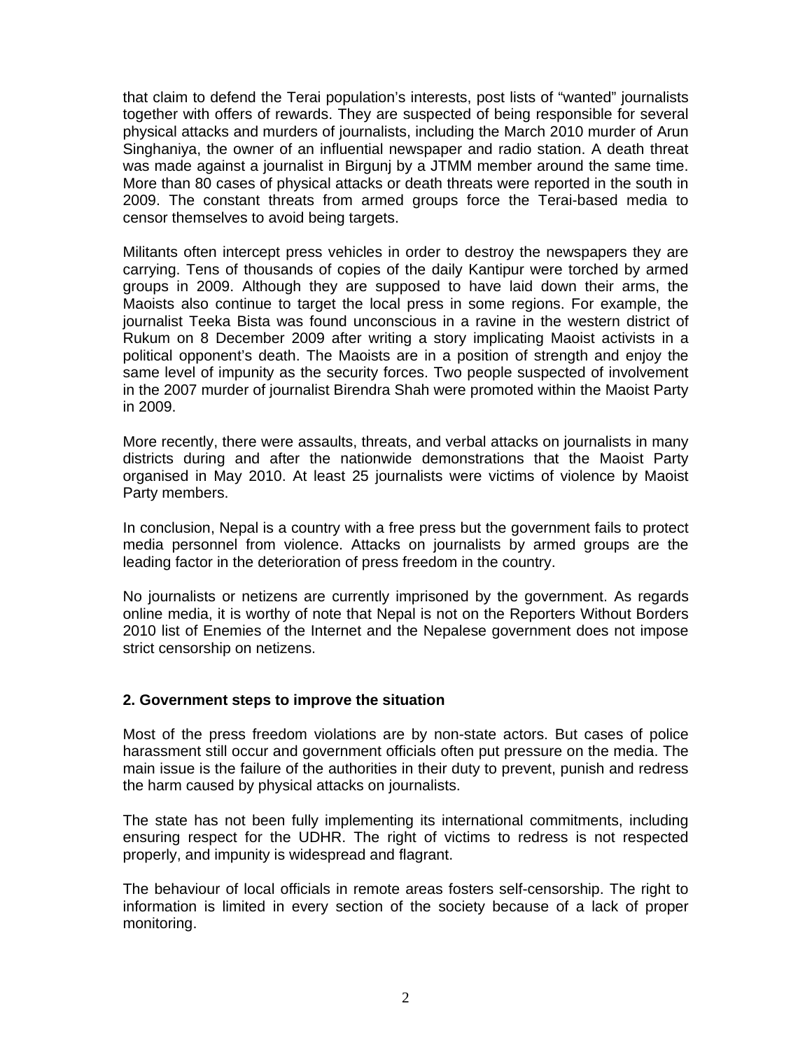that claim to defend the Terai population's interests, post lists of "wanted" journalists together with offers of rewards. They are suspected of being responsible for several physical attacks and murders of journalists, including the March 2010 murder of Arun Singhaniya, the owner of an influential newspaper and radio station. A death threat was made against a journalist in Birgunj by a JTMM member around the same time. More than 80 cases of physical attacks or death threats were reported in the south in 2009. The constant threats from armed groups force the Terai-based media to censor themselves to avoid being targets.

Militants often intercept press vehicles in order to destroy the newspapers they are carrying. Tens of thousands of copies of the daily Kantipur were torched by armed groups in 2009. Although they are supposed to have laid down their arms, the Maoists also continue to target the local press in some regions. For example, the journalist Teeka Bista was found unconscious in a ravine in the western district of Rukum on 8 December 2009 after writing a story implicating Maoist activists in a political opponent's death. The Maoists are in a position of strength and enjoy the same level of impunity as the security forces. Two people suspected of involvement in the 2007 murder of journalist Birendra Shah were promoted within the Maoist Party in 2009.

More recently, there were assaults, threats, and verbal attacks on journalists in many districts during and after the nationwide demonstrations that the Maoist Party organised in May 2010. At least 25 journalists were victims of violence by Maoist Party members.

In conclusion, Nepal is a country with a free press but the government fails to protect media personnel from violence. Attacks on journalists by armed groups are the leading factor in the deterioration of press freedom in the country.

No journalists or netizens are currently imprisoned by the government. As regards online media, it is worthy of note that Nepal is not on the Reporters Without Borders 2010 list of Enemies of the Internet and the Nepalese government does not impose strict censorship on netizens.

## 2. Government steps to improve the situation

Most of the press freedom violations are by non-state actors. But cases of police harassment still occur and government officials often put pressure on the media. The main issue is the failure of the authorities in their duty to prevent, punish and redress the harm caused by physical attacks on journalists.

The state has not been fully implementing its international commitments, including ensuring respect for the UDHR. The right of victims to redress is not respected properly, and impunity is widespread and flagrant.

The behaviour of local officials in remote areas fosters self-censorship. The right to information is limited in every section of the society because of a lack of proper monitoring.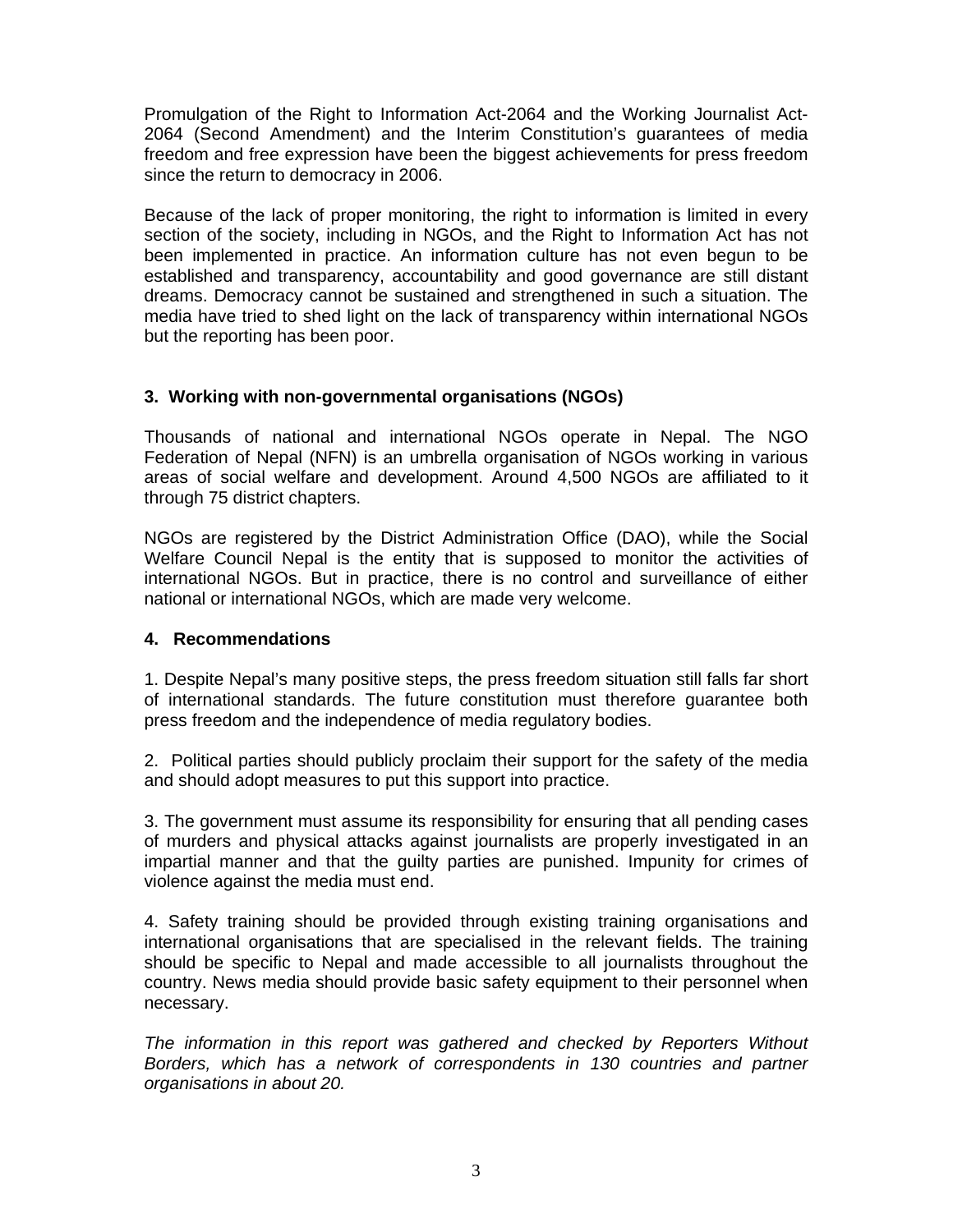Promulgation of the Right to Information Act-2064 and the Working Journalist Act-2064 (Second Amendment) and the Interim Constitution's guarantees of media freedom and free expression have been the biggest achievements for press freedom since the return to democracy in 2006.

Because of the lack of proper monitoring, the right to information is limited in every section of the society, including in NGOs, and the Right to Information Act has not been implemented in practice. An information culture has not even begun to be established and transparency, accountability and good governance are still distant dreams. Democracy cannot be sustained and strengthened in such a situation. The media have tried to shed light on the lack of transparency within international NGOs but the reporting has been poor.

## 3. Working with non-governmental organisations (NGOs)

Thousands of national and international NGOs operate in Nepal. The NGO Federation of Nepal (NFN) is an umbrella organisation of NGOs working in various areas of social welfare and development. Around 4,500 NGOs are affiliated to it through 75 district chapters.

NGOs are registered by the District Administration Office (DAO), while the Social Welfare Council Nepal is the entity that is supposed to monitor the activities of international NGOs. But in practice, there is no control and surveillance of either national or international NGOs, which are made very welcome.

## 4. Recommendations

1. Despite Nepal's many positive steps, the press freedom situation still falls far short of international standards. The future constitution must therefore guarantee both press freedom and the independence of media regulatory bodies.

2. Political parties should publicly proclaim their support for the safety of the media and should adopt measures to put this support into practice.

3. The government must assume its responsibility for ensuring that all pending cases of murders and physical attacks against journalists are properly investigated in an impartial manner and that the guilty parties are punished. Impunity for crimes of violence against the media must end.

4. Safety training should be provided through existing training organisations and international organisations that are specialised in the relevant fields. The training should be specific to Nepal and made accessible to all journalists throughout the country. News media should provide basic safety equipment to their personnel when necessary.

*The information in this report was gathered and checked by Reporters Without Borders, which has a network of correspondents in 130 countries and partner organisations in about 20.*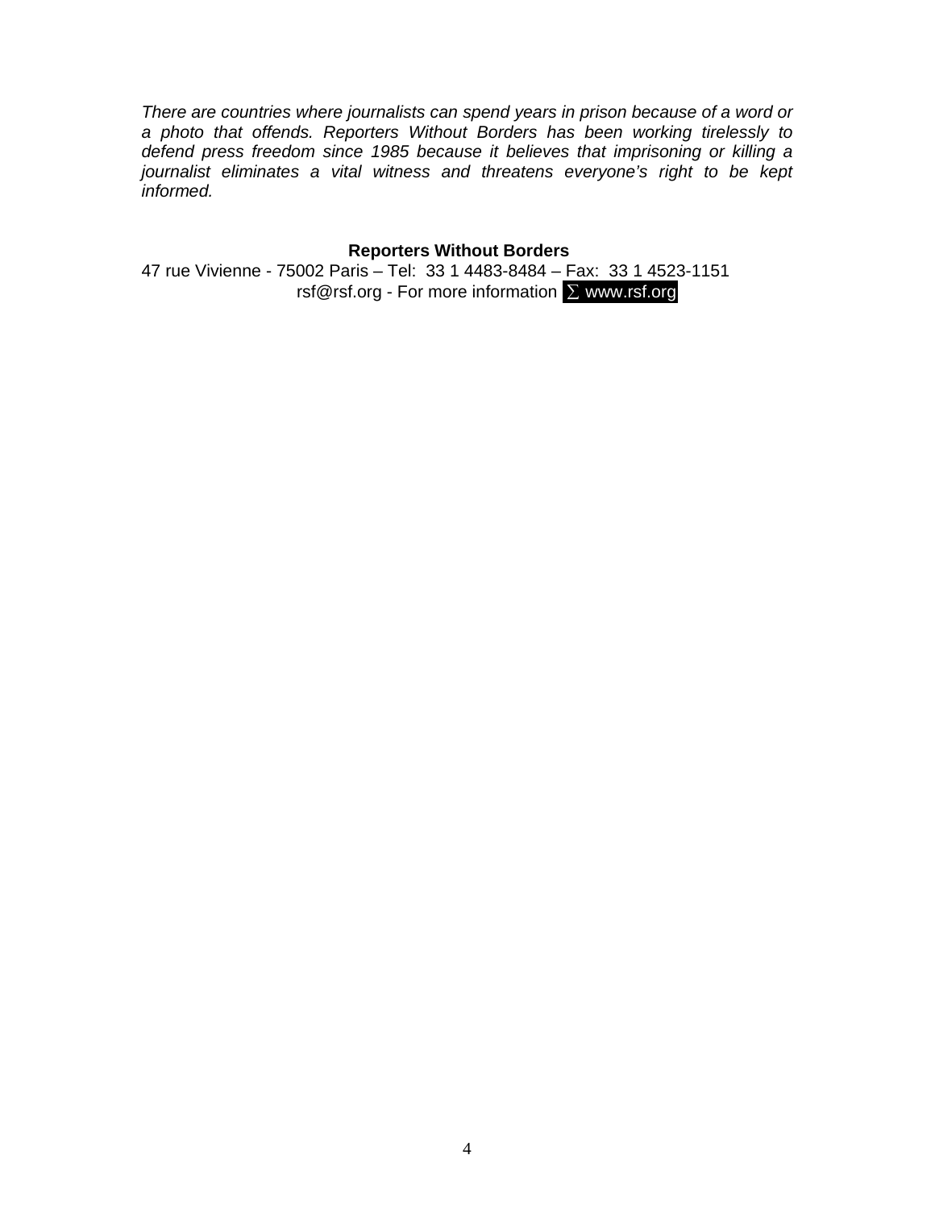*There are countries where journalists can spend years in prison because of a word or a photo that offends. Reporters Without Borders has been working tirelessly to defend press freedom since 1985 because it believes that imprisoning or killing a journalist eliminates a vital witness and threatens everyone's right to be kept informed.*

**Reporters Without Borders**

47 rue Vivienne - 75002 Paris – Tel: 33 1 4483-8484 – Fax: 33 1 4523-1151

rsf@rsf.org - For more information ∑ www.rsf.org